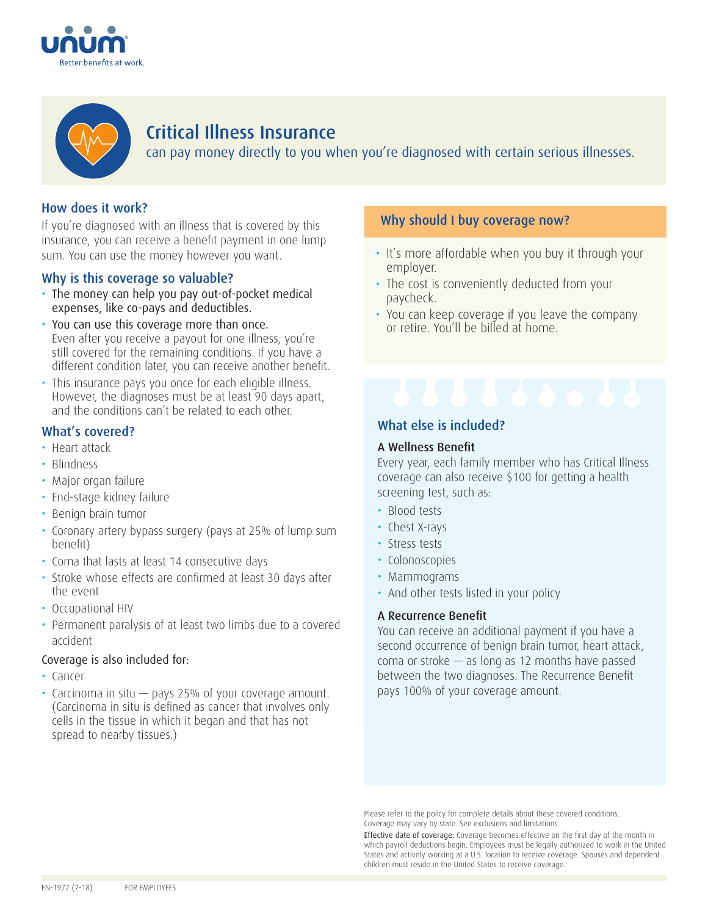unum

Better benefits at work.

# Critical Illness Insurance

can pay money directly to you when you're diagnosed with certain serious illnesses.

## How does it work?

If you're diagnosed with an illness that is covered by this insurance, you can receive a benefit payment in one lump sum. You can use the money however you want.

## Why is this coverage so valuable?

- The money can help you pay out-of-pocket medical expenses, like co-pays and deductibles.
- You can use this coverage more than once.
  Even after you receive a payout for one illness, you're still covered for the remaining conditions. If you have a different condition later, you can receive another benefit.
- This insurance pays you once for each eligible illness. However, the diagnoses must be at least 90 days apart, and the conditions can't be related to each other.

## What's covered?

- Heart attack
- Blindness
- Major organ failure
- End-stage kidney failure
- Benign brain tumor
- Coronary artery bypass surgery (pays at 25% of lump sum benefit)
- Coma that lasts at least 14 consecutive days
- Stroke whose effects are confirmed at least 30 days after the event
- Occupational HIV
- Permanent paralysis of at least two limbs due to a covered accident

Coverage is also included for:

- Cancer
- Carcinoma in situ — pays 25% of your coverage amount. (Carcinoma in situ is defined as cancer that involves only cells in the tissue in which it began and that has not spread to nearby tissues.)

## Why should I buy coverage now?

- It's more affordable when you buy it through your employer.
- The cost is conveniently deducted from your paycheck.
- You can keep coverage if you leave the company or retire. You'll be billed at home.

## What else is included?

### A Wellness Benefit

Every year, each family member who has Critical Illness coverage can also receive $100 for getting a health screening test, such as:

- Blood tests
- Chest X-rays
- Stress tests
- Colonoscopies
- Mammograms
- And other tests listed in your policy

### A Recurrence Benefit

You can receive an additional payment if you have a second occurrence of benign brain tumor, heart attack, coma or stroke — as long as 12 months have passed between the two diagnoses. The Recurrence Benefit pays 100% of your coverage amount.

Please refer to the policy for complete details about these covered conditions. Coverage may vary by state. See exclusions and limitations.

**Effective date of coverage:** Coverage becomes effective on the first day of the month in which payroll deductions begin. Employees must be legally authorized to work in the United States and actively working at a U.S. location to receive coverage. Spouses and dependent children must reside in the United States to receive coverage.

EN-1972 (7-18) FOR EMPLOYEES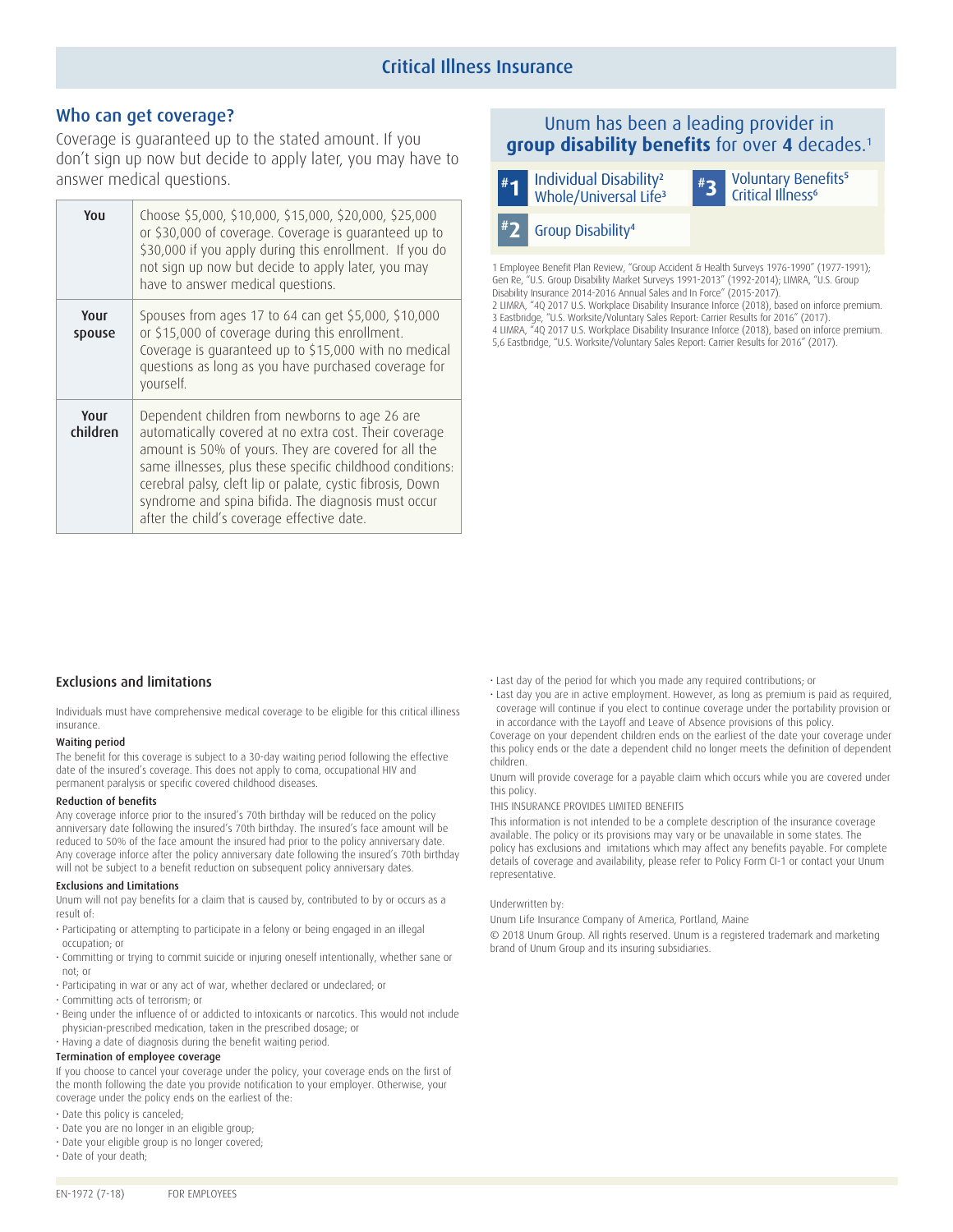## Critical Illness Insurance

### Who can get coverage?

Coverage is guaranteed up to the stated amount. If you don't sign up now but decide to apply later, you may have to answer medical questions.

| | |
|---|---|
| **You** | Choose $5,000, $10,000, $15,000, $20,000, $25,000 or $30,000 of coverage. Coverage is guaranteed up to $30,000 if you apply during this enrollment. If you do not sign up now but decide to apply later, you may have to answer medical questions. |
| **Your spouse** | Spouses from ages 17 to 64 can get $5,000, $10,000 or $15,000 of coverage during this enrollment. Coverage is guaranteed up to $15,000 with no medical questions as long as you have purchased coverage for yourself. |
| **Your children** | Dependent children from newborns to age 26 are automatically covered at no extra cost. Their coverage amount is 50% of yours. They are covered for all the same illnesses, plus these specific childhood conditions: cerebral palsy, cleft lip or palate, cystic fibrosis, Down syndrome and spina bifida. The diagnosis must occur after the child's coverage effective date. |

Unum has been a leading provider in **group disability benefits** for over **4** decades.[1]

- **#1** Individual Disability[2] Whole/Universal Life[3]
- **#2** Group Disability[4]
- **#3** Voluntary Benefits[5] Critical Illness[6]

1 Employee Benefit Plan Review, "Group Accident & Health Surveys 1976-1990" (1977-1991); Gen Re, "U.S. Group Disability Market Surveys 1991-2013" (1992-2014); LIMRA, "U.S. Group Disability Insurance 2014-2016 Annual Sales and In Force" (2015-2017).
2 LIMRA, "4Q 2017 U.S. Workplace Disability Insurance Inforce (2018), based on inforce premium.
3 Eastbridge, "U.S. Worksite/Voluntary Sales Report: Carrier Results for 2016" (2017).
4 LIMRA, "4Q 2017 U.S. Workplace Disability Insurance Inforce (2018), based on inforce premium.
5,6 Eastbridge, "U.S. Worksite/Voluntary Sales Report: Carrier Results for 2016" (2017).

### Exclusions and limitations

Individuals must have comprehensive medical coverage to be eligible for this critical illness insurance.

**Waiting period**

The benefit for this coverage is subject to a 30-day waiting period following the effective date of the insured's coverage. This does not apply to coma, occupational HIV and permanent paralysis or specific covered childhood diseases.

**Reduction of benefits**

Any coverage inforce prior to the insured's 70th birthday will be reduced on the policy anniversary date following the insured's 70th birthday. The insured's face amount will be reduced to 50% of the face amount the insured had prior to the policy anniversary date. Any coverage inforce after the policy anniversary date following the insured's 70th birthday will not be subject to a benefit reduction on subsequent policy anniversary dates.

**Exclusions and Limitations**

Unum will not pay benefits for a claim that is caused by, contributed to by or occurs as a result of:

- Participating or attempting to participate in a felony or being engaged in an illegal occupation; or
- Committing or trying to commit suicide or injuring oneself intentionally, whether sane or not; or
- Participating in war or any act of war, whether declared or undeclared; or
- Committing acts of terrorism; or
- Being under the influence of or addicted to intoxicants or narcotics. This would not include physician-prescribed medication, taken in the prescribed dosage; or
- Having a date of diagnosis during the benefit waiting period.

**Termination of employee coverage**

If you choose to cancel your coverage under the policy, your coverage ends on the first of the month following the date you provide notification to your employer. Otherwise, your coverage under the policy ends on the earliest of the:

- Date this policy is canceled;
- Date you are no longer in an eligible group;
- Date your eligible group is no longer covered;
- Date of your death;
- Last day of the period for which you made any required contributions; or
- Last day you are in active employment. However, as long as premium is paid as required, coverage will continue if you elect to continue coverage under the portability provision or in accordance with the Layoff and Leave of Absence provisions of this policy.

Coverage on your dependent children ends on the earliest of the date your coverage under this policy ends or the date a dependent child no longer meets the definition of dependent children.

Unum will provide coverage for a payable claim which occurs while you are covered under this policy.

THIS INSURANCE PROVIDES LIMITED BENEFITS

This information is not intended to be a complete description of the insurance coverage available. The policy or its provisions may vary or be unavailable in some states. The policy has exclusions and imitations which may affect any benefits payable. For complete details of coverage and availability, please refer to Policy Form CI-1 or contact your Unum representative.

Underwritten by:

Unum Life Insurance Company of America, Portland, Maine

© 2018 Unum Group. All rights reserved. Unum is a registered trademark and marketing brand of Unum Group and its insuring subsidiaries.

EN-1972 (7-18) FOR EMPLOYEES